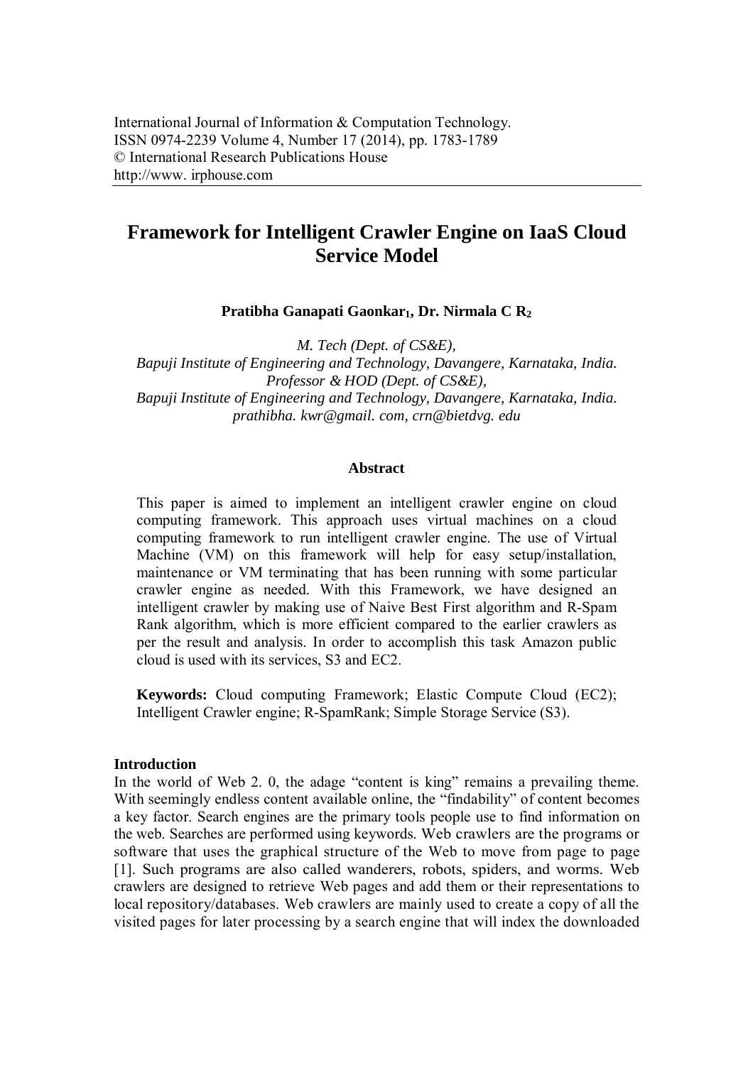International Journal of Information & Computation Technology.
ISSN 0974-2239 Volume 4, Number 17 (2014), pp. 1783-1789
© International Research Publications House
http://www. irphouse.com

# Framework for Intelligent Crawler Engine on IaaS Cloud Service Model

**Pratibha Ganapati Gaonkar[1], Dr. Nirmala C R[2]**

*M. Tech (Dept. of CS&E),*
*Bapuji Institute of Engineering and Technology, Davangere, Karnataka, India.*
*Professor & HOD (Dept. of CS&E),*
*Bapuji Institute of Engineering and Technology, Davangere, Karnataka, India.*
*prathibha. kwr@gmail. com, crn@bietdvg. edu*

### Abstract

This paper is aimed to implement an intelligent crawler engine on cloud computing framework. This approach uses virtual machines on a cloud computing framework to run intelligent crawler engine. The use of Virtual Machine (VM) on this framework will help for easy setup/installation, maintenance or VM terminating that has been running with some particular crawler engine as needed. With this Framework, we have designed an intelligent crawler by making use of Naive Best First algorithm and R-Spam Rank algorithm, which is more efficient compared to the earlier crawlers as per the result and analysis. In order to accomplish this task Amazon public cloud is used with its services, S3 and EC2.

**Keywords:** Cloud computing Framework; Elastic Compute Cloud (EC2); Intelligent Crawler engine; R-SpamRank; Simple Storage Service (S3).

## Introduction

In the world of Web 2. 0, the adage "content is king" remains a prevailing theme. With seemingly endless content available online, the "findability" of content becomes a key factor. Search engines are the primary tools people use to find information on the web. Searches are performed using keywords. Web crawlers are the programs or software that uses the graphical structure of the Web to move from page to page [1]. Such programs are also called wanderers, robots, spiders, and worms. Web crawlers are designed to retrieve Web pages and add them or their representations to local repository/databases. Web crawlers are mainly used to create a copy of all the visited pages for later processing by a search engine that will index the downloaded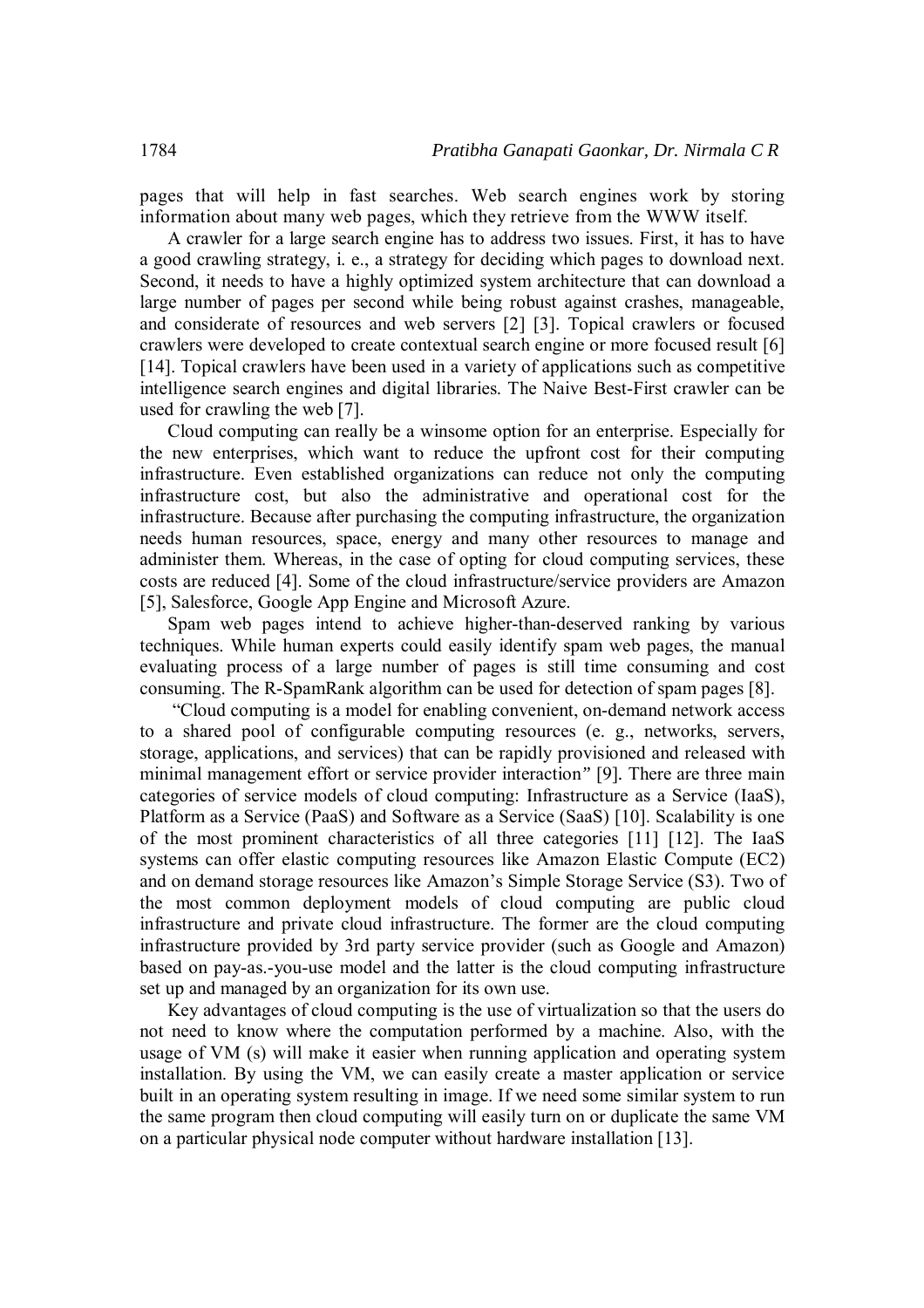pages that will help in fast searches. Web search engines work by storing information about many web pages, which they retrieve from the WWW itself.

A crawler for a large search engine has to address two issues. First, it has to have a good crawling strategy, i. e., a strategy for deciding which pages to download next. Second, it needs to have a highly optimized system architecture that can download a large number of pages per second while being robust against crashes, manageable, and considerate of resources and web servers [2] [3]. Topical crawlers or focused crawlers were developed to create contextual search engine or more focused result [6] [14]. Topical crawlers have been used in a variety of applications such as competitive intelligence search engines and digital libraries. The Naive Best-First crawler can be used for crawling the web [7].

Cloud computing can really be a winsome option for an enterprise. Especially for the new enterprises, which want to reduce the upfront cost for their computing infrastructure. Even established organizations can reduce not only the computing infrastructure cost, but also the administrative and operational cost for the infrastructure. Because after purchasing the computing infrastructure, the organization needs human resources, space, energy and many other resources to manage and administer them. Whereas, in the case of opting for cloud computing services, these costs are reduced [4]. Some of the cloud infrastructure/service providers are Amazon [5], Salesforce, Google App Engine and Microsoft Azure.

Spam web pages intend to achieve higher-than-deserved ranking by various techniques. While human experts could easily identify spam web pages, the manual evaluating process of a large number of pages is still time consuming and cost consuming. The R-SpamRank algorithm can be used for detection of spam pages [8].

"Cloud computing is a model for enabling convenient, on-demand network access to a shared pool of configurable computing resources (e. g., networks, servers, storage, applications, and services) that can be rapidly provisioned and released with minimal management effort or service provider interaction" [9]. There are three main categories of service models of cloud computing: Infrastructure as a Service (IaaS), Platform as a Service (PaaS) and Software as a Service (SaaS) [10]. Scalability is one of the most prominent characteristics of all three categories [11] [12]. The IaaS systems can offer elastic computing resources like Amazon Elastic Compute (EC2) and on demand storage resources like Amazon's Simple Storage Service (S3). Two of the most common deployment models of cloud computing are public cloud infrastructure and private cloud infrastructure. The former are the cloud computing infrastructure provided by 3rd party service provider (such as Google and Amazon) based on pay-as.-you-use model and the latter is the cloud computing infrastructure set up and managed by an organization for its own use.

Key advantages of cloud computing is the use of virtualization so that the users do not need to know where the computation performed by a machine. Also, with the usage of VM (s) will make it easier when running application and operating system installation. By using the VM, we can easily create a master application or service built in an operating system resulting in image. If we need some similar system to run the same program then cloud computing will easily turn on or duplicate the same VM on a particular physical node computer without hardware installation [13].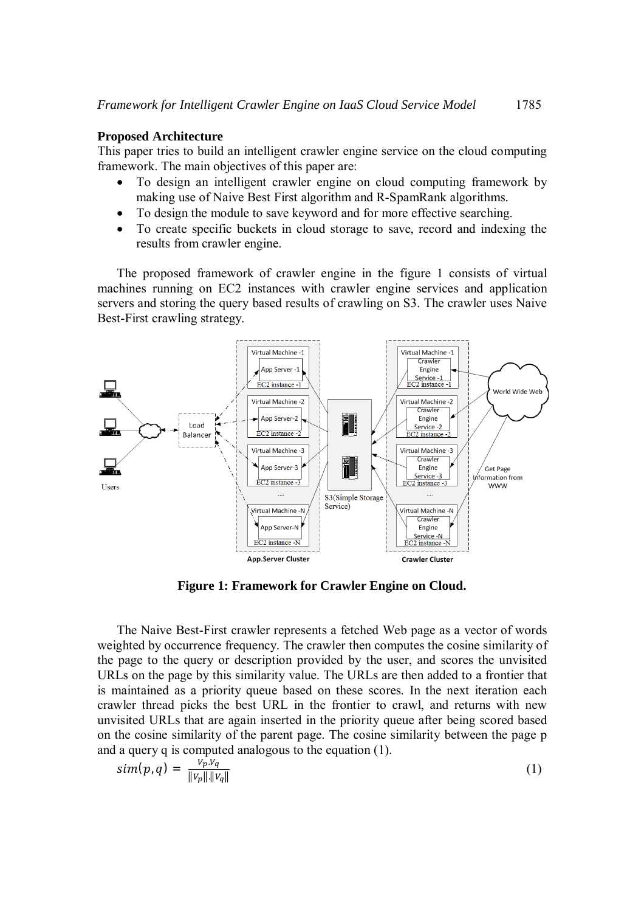**Proposed Architecture**

This paper tries to build an intelligent crawler engine service on the cloud computing framework. The main objectives of this paper are:

- To design an intelligent crawler engine on cloud computing framework by making use of Naive Best First algorithm and R-SpamRank algorithms.
- To design the module to save keyword and for more effective searching.
- To create specific buckets in cloud storage to save, record and indexing the results from crawler engine.

The proposed framework of crawler engine in the figure 1 consists of virtual machines running on EC2 instances with crawler engine services and application servers and storing the query based results of crawling on S3. The crawler uses Naive Best-First crawling strategy.

**Figure 1: Framework for Crawler Engine on Cloud.**

The Naive Best-First crawler represents a fetched Web page as a vector of words weighted by occurrence frequency. The crawler then computes the cosine similarity of the page to the query or description provided by the user, and scores the unvisited URLs on the page by this similarity value. The URLs are then added to a frontier that is maintained as a priority queue based on these scores. In the next iteration each crawler thread picks the best URL in the frontier to crawl, and returns with new unvisited URLs that are again inserted in the priority queue after being scored based on the cosine similarity of the parent page. The cosine similarity between the page p and a query q is computed analogous to the equation (1).

$$sim(p,q) = \frac{V_p . V_q}{\|V_p\| . \|V_q\|} \tag{1}$$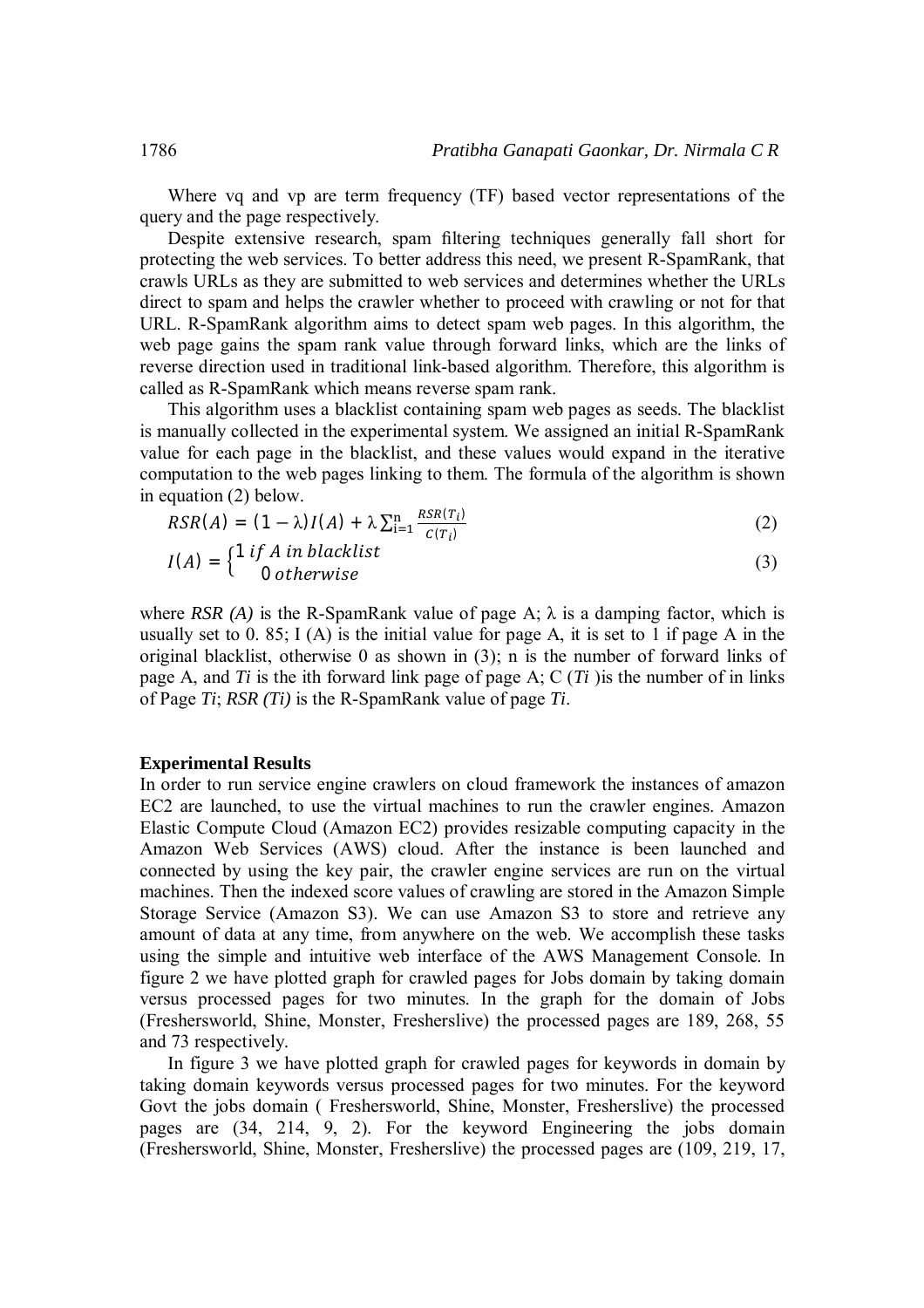Where vq and vp are term frequency (TF) based vector representations of the query and the page respectively.

Despite extensive research, spam filtering techniques generally fall short for protecting the web services. To better address this need, we present R-SpamRank, that crawls URLs as they are submitted to web services and determines whether the URLs direct to spam and helps the crawler whether to proceed with crawling or not for that URL. R-SpamRank algorithm aims to detect spam web pages. In this algorithm, the web page gains the spam rank value through forward links, which are the links of reverse direction used in traditional link-based algorithm. Therefore, this algorithm is called as R-SpamRank which means reverse spam rank.

This algorithm uses a blacklist containing spam web pages as seeds. The blacklist is manually collected in the experimental system. We assigned an initial R-SpamRank value for each page in the blacklist, and these values would expand in the iterative computation to the web pages linking to them. The formula of the algorithm is shown in equation (2) below.

$$RSR(A) = (1-\lambda)I(A) + \lambda\sum_{i=1}^{n}\frac{RSR(T_i)}{C(T_i)} \tag{2}$$

$$I(A) = \begin{cases} 1 \; if \; A \; in \; blacklist \\ 0 \; otherwise \end{cases} \tag{3}$$

where *RSR (A)* is the R-SpamRank value of page A; λ is a damping factor, which is usually set to 0. 85; I (A) is the initial value for page A, it is set to 1 if page A in the original blacklist, otherwise 0 as shown in (3); n is the number of forward links of page A, and *Ti* is the ith forward link page of page A; C (*Ti* )is the number of in links of Page *Ti*; *RSR (Ti)* is the R-SpamRank value of page *Ti*.

**Experimental Results**

In order to run service engine crawlers on cloud framework the instances of amazon EC2 are launched, to use the virtual machines to run the crawler engines. Amazon Elastic Compute Cloud (Amazon EC2) provides resizable computing capacity in the Amazon Web Services (AWS) cloud. After the instance is been launched and connected by using the key pair, the crawler engine services are run on the virtual machines. Then the indexed score values of crawling are stored in the Amazon Simple Storage Service (Amazon S3). We can use Amazon S3 to store and retrieve any amount of data at any time, from anywhere on the web. We accomplish these tasks using the simple and intuitive web interface of the AWS Management Console. In figure 2 we have plotted graph for crawled pages for Jobs domain by taking domain versus processed pages for two minutes. In the graph for the domain of Jobs (Freshersworld, Shine, Monster, Fresherslive) the processed pages are 189, 268, 55 and 73 respectively.

In figure 3 we have plotted graph for crawled pages for keywords in domain by taking domain keywords versus processed pages for two minutes. For the keyword Govt the jobs domain ( Freshersworld, Shine, Monster, Fresherslive) the processed pages are (34, 214, 9, 2). For the keyword Engineering the jobs domain (Freshersworld, Shine, Monster, Fresherslive) the processed pages are (109, 219, 17,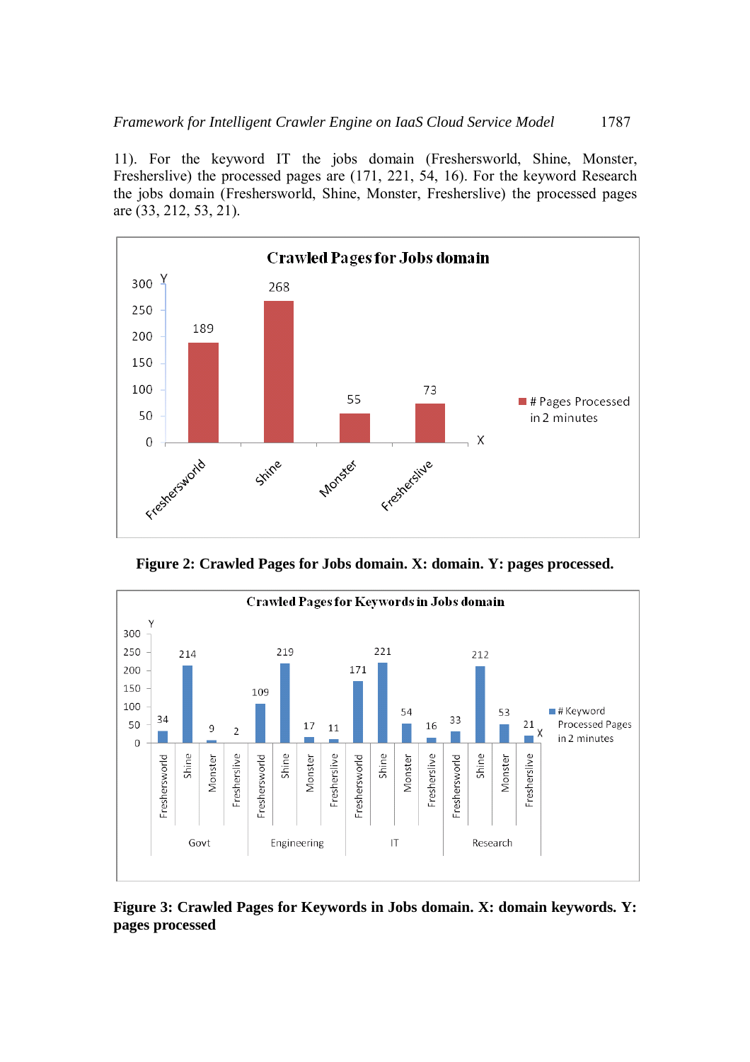11). For the keyword IT the jobs domain (Freshersworld, Shine, Monster, Fresherslive) the processed pages are (171, 221, 54, 16). For the keyword Research the jobs domain (Freshersworld, Shine, Monster, Fresherslive) the processed pages are (33, 212, 53, 21).

**Figure 2: Crawled Pages for Jobs domain. X: domain. Y: pages processed.**

**Figure 3: Crawled Pages for Keywords in Jobs domain. X: domain keywords. Y: pages processed**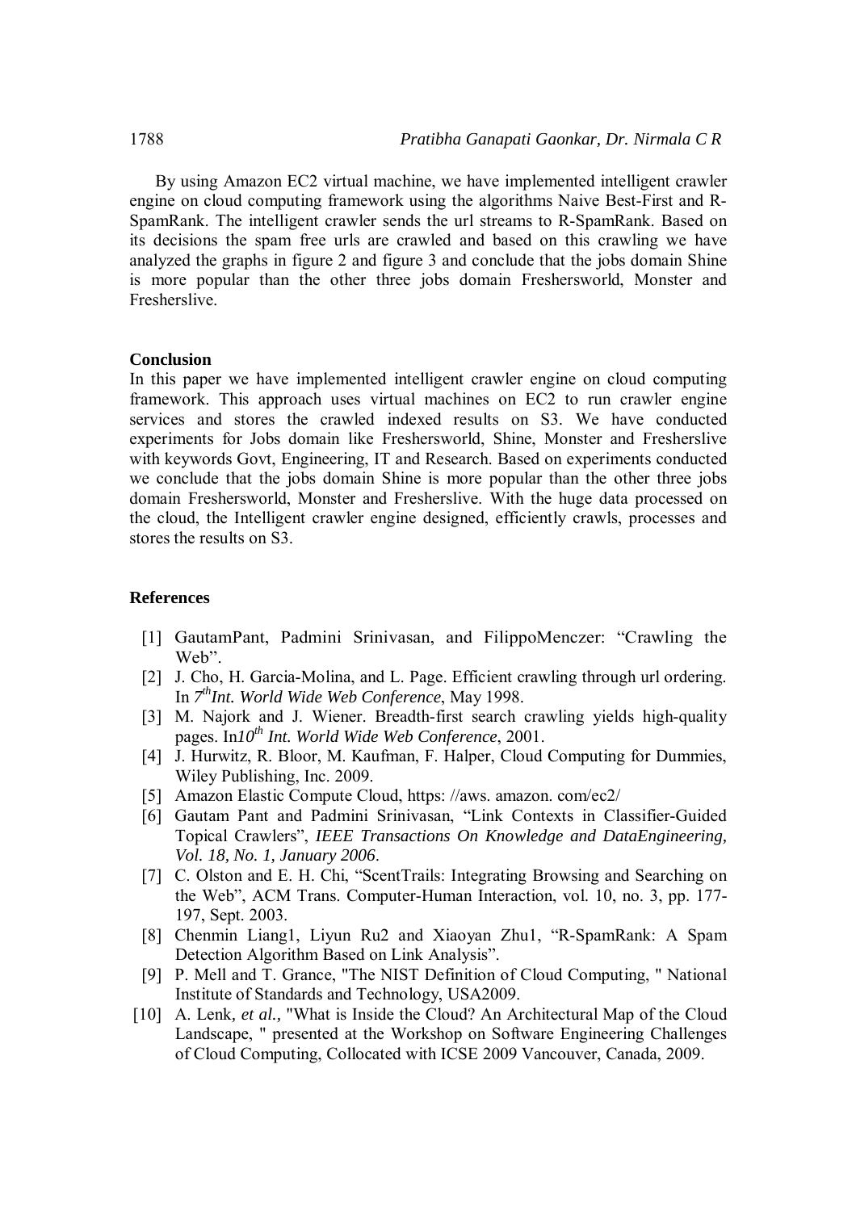By using Amazon EC2 virtual machine, we have implemented intelligent crawler engine on cloud computing framework using the algorithms Naive Best-First and R-SpamRank. The intelligent crawler sends the url streams to R-SpamRank. Based on its decisions the spam free urls are crawled and based on this crawling we have analyzed the graphs in figure 2 and figure 3 and conclude that the jobs domain Shine is more popular than the other three jobs domain Freshersworld, Monster and Fresherslive.

## Conclusion

In this paper we have implemented intelligent crawler engine on cloud computing framework. This approach uses virtual machines on EC2 to run crawler engine services and stores the crawled indexed results on S3. We have conducted experiments for Jobs domain like Freshersworld, Shine, Monster and Fresherslive with keywords Govt, Engineering, IT and Research. Based on experiments conducted we conclude that the jobs domain Shine is more popular than the other three jobs domain Freshersworld, Monster and Fresherslive. With the huge data processed on the cloud, the Intelligent crawler engine designed, efficiently crawls, processes and stores the results on S3.

## References

[1] GautamPant, Padmini Srinivasan, and FilippoMenczer: "Crawling the Web".

[2] J. Cho, H. Garcia-Molina, and L. Page. Efficient crawling through url ordering. In *7th Int. World Wide Web Conference*, May 1998.

[3] M. Najork and J. Wiener. Breadth-first search crawling yields high-quality pages. In *10th Int. World Wide Web Conference*, 2001.

[4] J. Hurwitz, R. Bloor, M. Kaufman, F. Halper, Cloud Computing for Dummies, Wiley Publishing, Inc. 2009.

[5] Amazon Elastic Compute Cloud, https: //aws. amazon. com/ec2/

[6] Gautam Pant and Padmini Srinivasan, "Link Contexts in Classifier-Guided Topical Crawlers", *IEEE Transactions On Knowledge and DataEngineering, Vol. 18, No. 1, January 2006*.

[7] C. Olston and E. H. Chi, "ScentTrails: Integrating Browsing and Searching on the Web", ACM Trans. Computer-Human Interaction, vol. 10, no. 3, pp. 177-197, Sept. 2003.

[8] Chenmin Liang1, Liyun Ru2 and Xiaoyan Zhu1, "R-SpamRank: A Spam Detection Algorithm Based on Link Analysis".

[9] P. Mell and T. Grance, "The NIST Definition of Cloud Computing, " National Institute of Standards and Technology, USA2009.

[10] A. Lenk, *et al.,* "What is Inside the Cloud? An Architectural Map of the Cloud Landscape, " presented at the Workshop on Software Engineering Challenges of Cloud Computing, Collocated with ICSE 2009 Vancouver, Canada, 2009.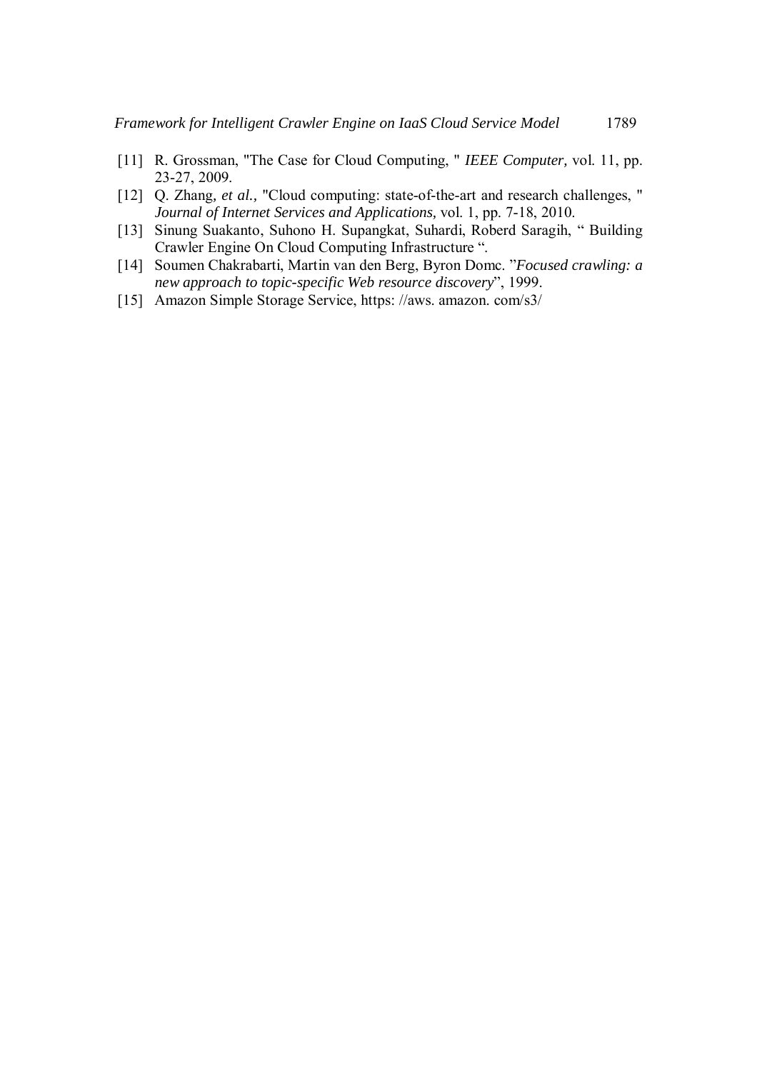[11] R. Grossman, "The Case for Cloud Computing, " *IEEE Computer,* vol. 11, pp. 23-27, 2009.

[12] Q. Zhang, *et al.,* "Cloud computing: state-of-the-art and research challenges, " *Journal of Internet Services and Applications,* vol. 1, pp. 7-18, 2010.

[13] Sinung Suakanto, Suhono H. Supangkat, Suhardi, Roberd Saragih, " Building Crawler Engine On Cloud Computing Infrastructure ".

[14] Soumen Chakrabarti, Martin van den Berg, Byron Domc. "*Focused crawling: a new approach to topic-specific Web resource discovery*", 1999.

[15] Amazon Simple Storage Service, https: //aws. amazon. com/s3/